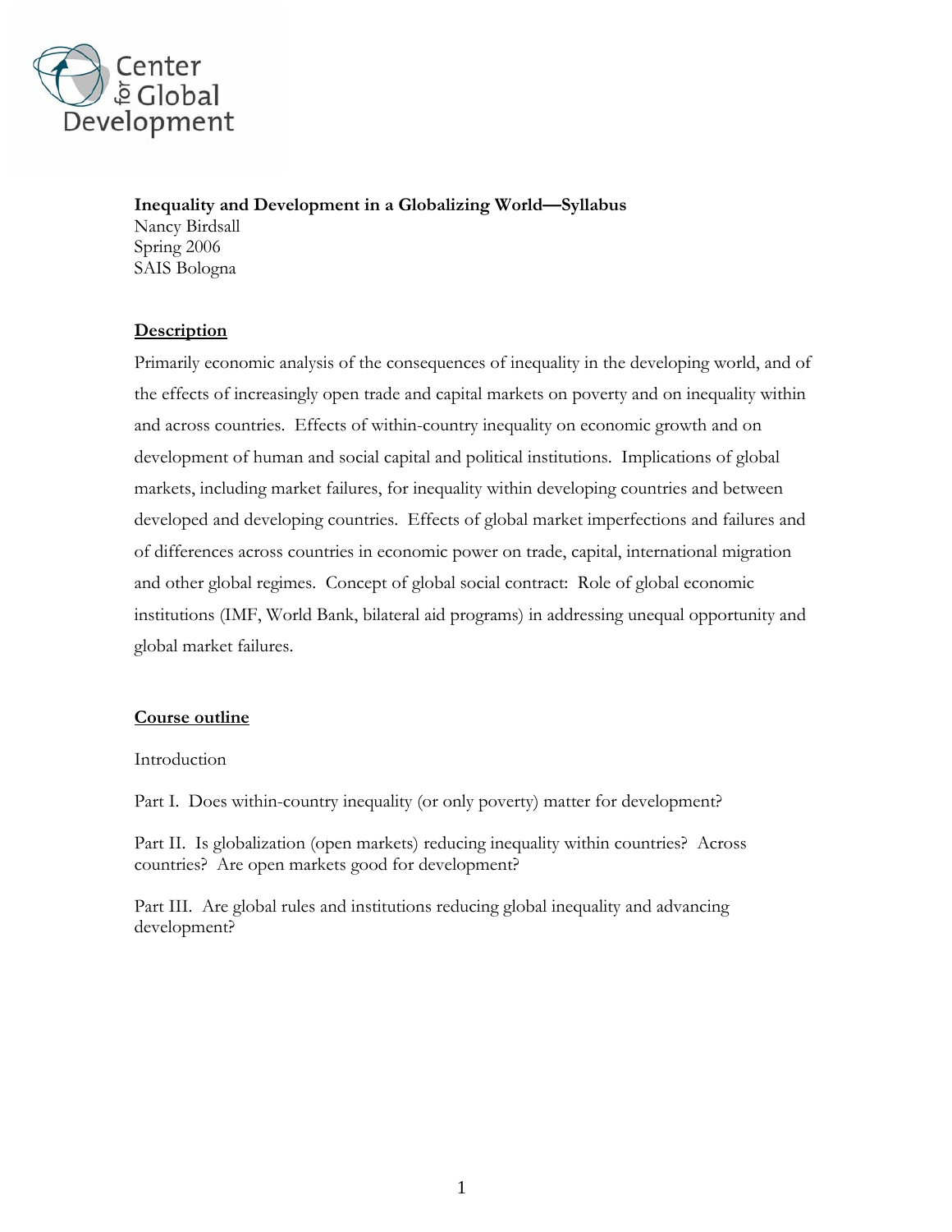**Inequality and Development in a Globalizing World—Syllabus**
Nancy Birdsall
Spring 2006
SAIS Bologna

## Description

Primarily economic analysis of the consequences of inequality in the developing world, and of the effects of increasingly open trade and capital markets on poverty and on inequality within and across countries. Effects of within-country inequality on economic growth and on development of human and social capital and political institutions. Implications of global markets, including market failures, for inequality within developing countries and between developed and developing countries. Effects of global market imperfections and failures and of differences across countries in economic power on trade, capital, international migration and other global regimes. Concept of global social contract: Role of global economic institutions (IMF, World Bank, bilateral aid programs) in addressing unequal opportunity and global market failures.

## Course outline

Introduction

Part I. Does within-country inequality (or only poverty) matter for development?

Part II. Is globalization (open markets) reducing inequality within countries? Across countries? Are open markets good for development?

Part III. Are global rules and institutions reducing global inequality and advancing development?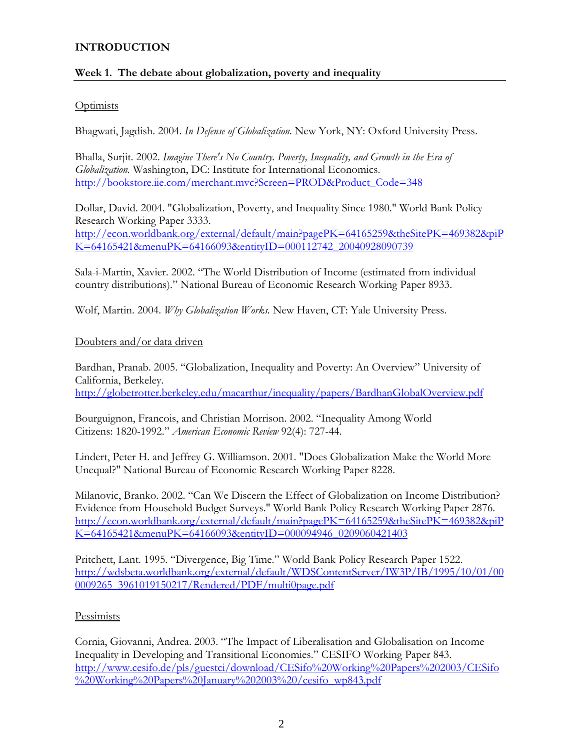## INTRODUCTION

### Week 1. The debate about globalization, poverty and inequality

Optimists

Bhagwati, Jagdish. 2004. *In Defense of Globalization.* New York, NY: Oxford University Press.

Bhalla, Surjit. 2002. *Imagine There's No Country. Poverty, Inequality, and Growth in the Era of Globalization.* Washington, DC: Institute for International Economics. http://bookstore.iie.com/merchant.mvc?Screen=PROD&Product_Code=348

Dollar, David. 2004. "Globalization, Poverty, and Inequality Since 1980." World Bank Policy Research Working Paper 3333. http://econ.worldbank.org/external/default/main?pagePK=64165259&theSitePK=469382&piPK=64165421&menuPK=64166093&entityID=000112742_20040928090739

Sala-i-Martin, Xavier. 2002. "The World Distribution of Income (estimated from individual country distributions)." National Bureau of Economic Research Working Paper 8933.

Wolf, Martin. 2004. *Why Globalization Works.* New Haven, CT: Yale University Press.

Doubters and/or data driven

Bardhan, Pranab. 2005. "Globalization, Inequality and Poverty: An Overview" University of California, Berkeley. http://globetrotter.berkeley.edu/macarthur/inequality/papers/BardhanGlobalOverview.pdf

Bourguignon, Francois, and Christian Morrison. 2002. "Inequality Among World Citizens: 1820-1992." *American Economic Review* 92(4): 727-44.

Lindert, Peter H. and Jeffrey G. Williamson. 2001. "Does Globalization Make the World More Unequal?" National Bureau of Economic Research Working Paper 8228.

Milanovic, Branko. 2002. "Can We Discern the Effect of Globalization on Income Distribution? Evidence from Household Budget Surveys." World Bank Policy Research Working Paper 2876. http://econ.worldbank.org/external/default/main?pagePK=64165259&theSitePK=469382&piPK=64165421&menuPK=64166093&entityID=000094946_0209060421403

Pritchett, Lant. 1995. "Divergence, Big Time." World Bank Policy Research Paper 1522. http://wdsbeta.worldbank.org/external/default/WDSContentServer/IW3P/IB/1995/10/01/000009265_3961019150217/Rendered/PDF/multi0page.pdf

Pessimists

Cornia, Giovanni, Andrea. 2003. "The Impact of Liberalisation and Globalisation on Income Inequality in Developing and Transitional Economies." CESIFO Working Paper 843. http://www.cesifo.de/pls/guestci/download/CESifo%20Working%20Papers%202003/CESifo%20Working%20Papers%20January%202003%20/cesifo_wp843.pdf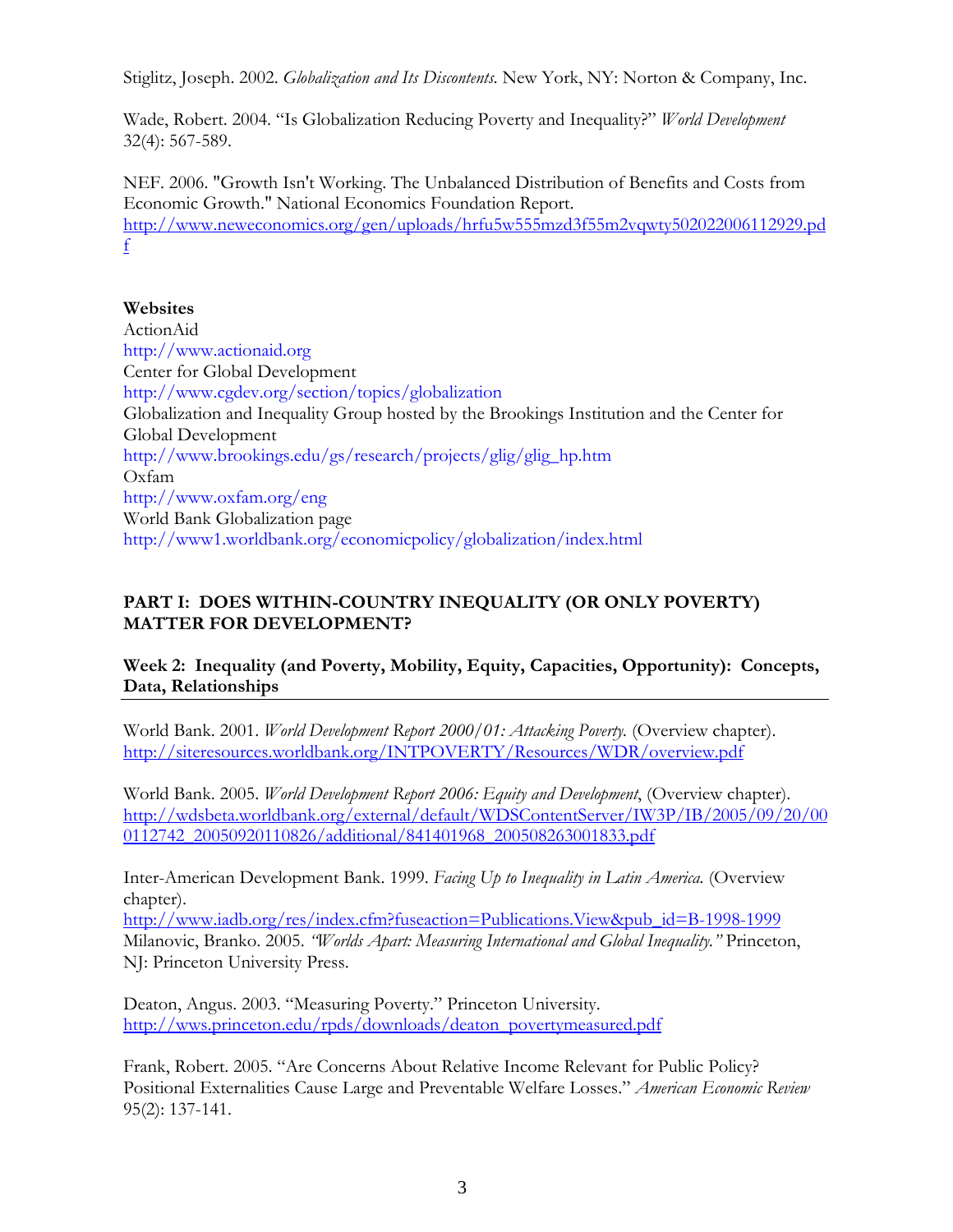Stiglitz, Joseph. 2002. *Globalization and Its Discontents.* New York, NY: Norton & Company, Inc.

Wade, Robert. 2004. "Is Globalization Reducing Poverty and Inequality?" *World Development* 32(4): 567-589.

NEF. 2006. "Growth Isn't Working. The Unbalanced Distribution of Benefits and Costs from Economic Growth." National Economics Foundation Report. http://www.neweconomics.org/gen/uploads/hrfu5w555mzd3f55m2vqwty502022006112929.pdf

**Websites**

ActionAid
http://www.actionaid.org
Center for Global Development
http://www.cgdev.org/section/topics/globalization
Globalization and Inequality Group hosted by the Brookings Institution and the Center for Global Development
http://www.brookings.edu/gs/research/projects/glig/glig_hp.htm
Oxfam
http://www.oxfam.org/eng
World Bank Globalization page
http://www1.worldbank.org/economicpolicy/globalization/index.html

## PART I: DOES WITHIN-COUNTRY INEQUALITY (OR ONLY POVERTY) MATTER FOR DEVELOPMENT?

### Week 2: Inequality (and Poverty, Mobility, Equity, Capacities, Opportunity): Concepts, Data, Relationships

World Bank. 2001. *World Development Report 2000/01: Attacking Poverty.* (Overview chapter). http://siteresources.worldbank.org/INTPOVERTY/Resources/WDR/overview.pdf

World Bank. 2005. *World Development Report 2006: Equity and Development*, (Overview chapter). http://wdsbeta.worldbank.org/external/default/WDSContentServer/IW3P/IB/2005/09/20/000112742_20050920110826/additional/841401968_200508263001833.pdf

Inter-American Development Bank. 1999. *Facing Up to Inequality in Latin America.* (Overview chapter).
http://www.iadb.org/res/index.cfm?fuseaction=Publications.View&pub_id=B-1998-1999
Milanovic, Branko. 2005. *"Worlds Apart: Measuring International and Global Inequality."* Princeton, NJ: Princeton University Press.

Deaton, Angus. 2003. "Measuring Poverty." Princeton University. http://wws.princeton.edu/rpds/downloads/deaton_povertymeasured.pdf

Frank, Robert. 2005. "Are Concerns About Relative Income Relevant for Public Policy? Positional Externalities Cause Large and Preventable Welfare Losses." *American Economic Review* 95(2): 137-141.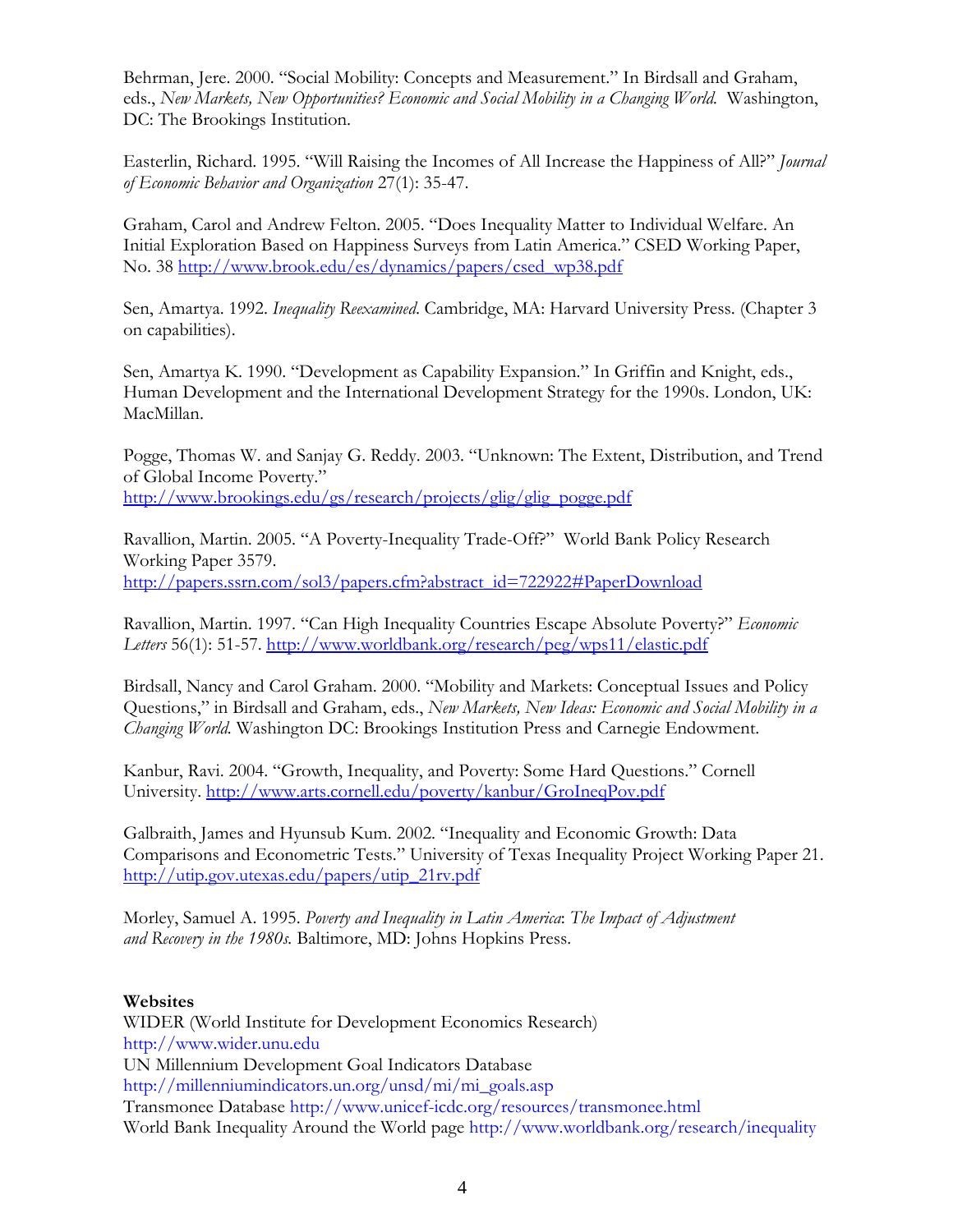Behrman, Jere. 2000. "Social Mobility: Concepts and Measurement." In Birdsall and Graham, eds., *New Markets, New Opportunities? Economic and Social Mobility in a Changing World.* Washington, DC: The Brookings Institution.

Easterlin, Richard. 1995. "Will Raising the Incomes of All Increase the Happiness of All?" *Journal of Economic Behavior and Organization* 27(1): 35-47.

Graham, Carol and Andrew Felton. 2005. "Does Inequality Matter to Individual Welfare. An Initial Exploration Based on Happiness Surveys from Latin America." CSED Working Paper, No. 38 http://www.brook.edu/es/dynamics/papers/csed_wp38.pdf

Sen, Amartya. 1992. *Inequality Reexamined.* Cambridge, MA: Harvard University Press. (Chapter 3 on capabilities).

Sen, Amartya K. 1990. "Development as Capability Expansion." In Griffin and Knight, eds., Human Development and the International Development Strategy for the 1990s. London, UK: MacMillan.

Pogge, Thomas W. and Sanjay G. Reddy. 2003. "Unknown: The Extent, Distribution, and Trend of Global Income Poverty." http://www.brookings.edu/gs/research/projects/glig/glig_pogge.pdf

Ravallion, Martin. 2005. "A Poverty-Inequality Trade-Off?" World Bank Policy Research Working Paper 3579. http://papers.ssrn.com/sol3/papers.cfm?abstract_id=722922#PaperDownload

Ravallion, Martin. 1997. "Can High Inequality Countries Escape Absolute Poverty?" *Economic Letters* 56(1): 51-57. http://www.worldbank.org/research/peg/wps11/elastic.pdf

Birdsall, Nancy and Carol Graham. 2000. "Mobility and Markets: Conceptual Issues and Policy Questions," in Birdsall and Graham, eds., *New Markets, New Ideas: Economic and Social Mobility in a Changing World.* Washington DC: Brookings Institution Press and Carnegie Endowment.

Kanbur, Ravi. 2004. "Growth, Inequality, and Poverty: Some Hard Questions." Cornell University. http://www.arts.cornell.edu/poverty/kanbur/GroIneqPov.pdf

Galbraith, James and Hyunsub Kum. 2002. "Inequality and Economic Growth: Data Comparisons and Econometric Tests." University of Texas Inequality Project Working Paper 21. http://utip.gov.utexas.edu/papers/utip_21rv.pdf

Morley, Samuel A. 1995. *Poverty and Inequality in Latin America: The Impact of Adjustment and Recovery in the 1980s.* Baltimore, MD: Johns Hopkins Press.

**Websites**

WIDER (World Institute for Development Economics Research)
http://www.wider.unu.edu
UN Millennium Development Goal Indicators Database
http://millenniumindicators.un.org/unsd/mi/mi_goals.asp
Transmonee Database http://www.unicef-icdc.org/resources/transmonee.html
World Bank Inequality Around the World page http://www.worldbank.org/research/inequality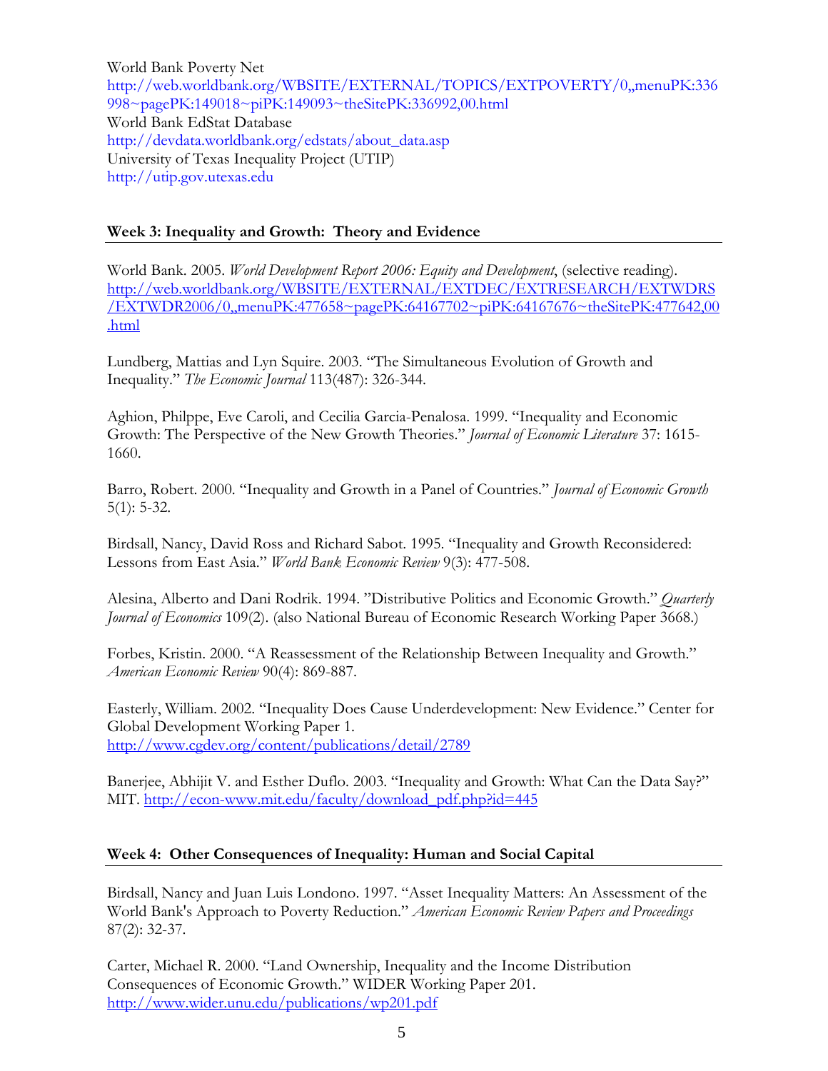World Bank Poverty Net
http://web.worldbank.org/WBSITE/EXTERNAL/TOPICS/EXTPOVERTY/0,,menuPK:336998~pagePK:149018~piPK:149093~theSitePK:336992,00.html
World Bank EdStat Database
http://devdata.worldbank.org/edstats/about_data.asp
University of Texas Inequality Project (UTIP)
http://utip.gov.utexas.edu

## Week 3: Inequality and Growth: Theory and Evidence

World Bank. 2005. *World Development Report 2006: Equity and Development*, (selective reading). http://web.worldbank.org/WBSITE/EXTERNAL/EXTDEC/EXTRESEARCH/EXTWDRS/EXTWDR2006/0,,menuPK:477658~pagePK:64167702~piPK:64167676~theSitePK:477642,00.html

Lundberg, Mattias and Lyn Squire. 2003. "The Simultaneous Evolution of Growth and Inequality." *The Economic Journal* 113(487): 326-344.

Aghion, Philppe, Eve Caroli, and Cecilia Garcia-Penalosa. 1999. "Inequality and Economic Growth: The Perspective of the New Growth Theories." *Journal of Economic Literature* 37: 1615-1660.

Barro, Robert. 2000. "Inequality and Growth in a Panel of Countries." *Journal of Economic Growth* 5(1): 5-32.

Birdsall, Nancy, David Ross and Richard Sabot. 1995. "Inequality and Growth Reconsidered: Lessons from East Asia." *World Bank Economic Review* 9(3): 477-508.

Alesina, Alberto and Dani Rodrik. 1994. "Distributive Politics and Economic Growth." *Quarterly Journal of Economics* 109(2). (also National Bureau of Economic Research Working Paper 3668.)

Forbes, Kristin. 2000. "A Reassessment of the Relationship Between Inequality and Growth." *American Economic Review* 90(4): 869-887.

Easterly, William. 2002. "Inequality Does Cause Underdevelopment: New Evidence." Center for Global Development Working Paper 1.
http://www.cgdev.org/content/publications/detail/2789

Banerjee, Abhijit V. and Esther Duflo. 2003. "Inequality and Growth: What Can the Data Say?" MIT. http://econ-www.mit.edu/faculty/download_pdf.php?id=445

## Week 4: Other Consequences of Inequality: Human and Social Capital

Birdsall, Nancy and Juan Luis Londono. 1997. "Asset Inequality Matters: An Assessment of the World Bank's Approach to Poverty Reduction." *American Economic Review Papers and Proceedings* 87(2): 32-37.

Carter, Michael R. 2000. "Land Ownership, Inequality and the Income Distribution Consequences of Economic Growth." WIDER Working Paper 201.
http://www.wider.unu.edu/publications/wp201.pdf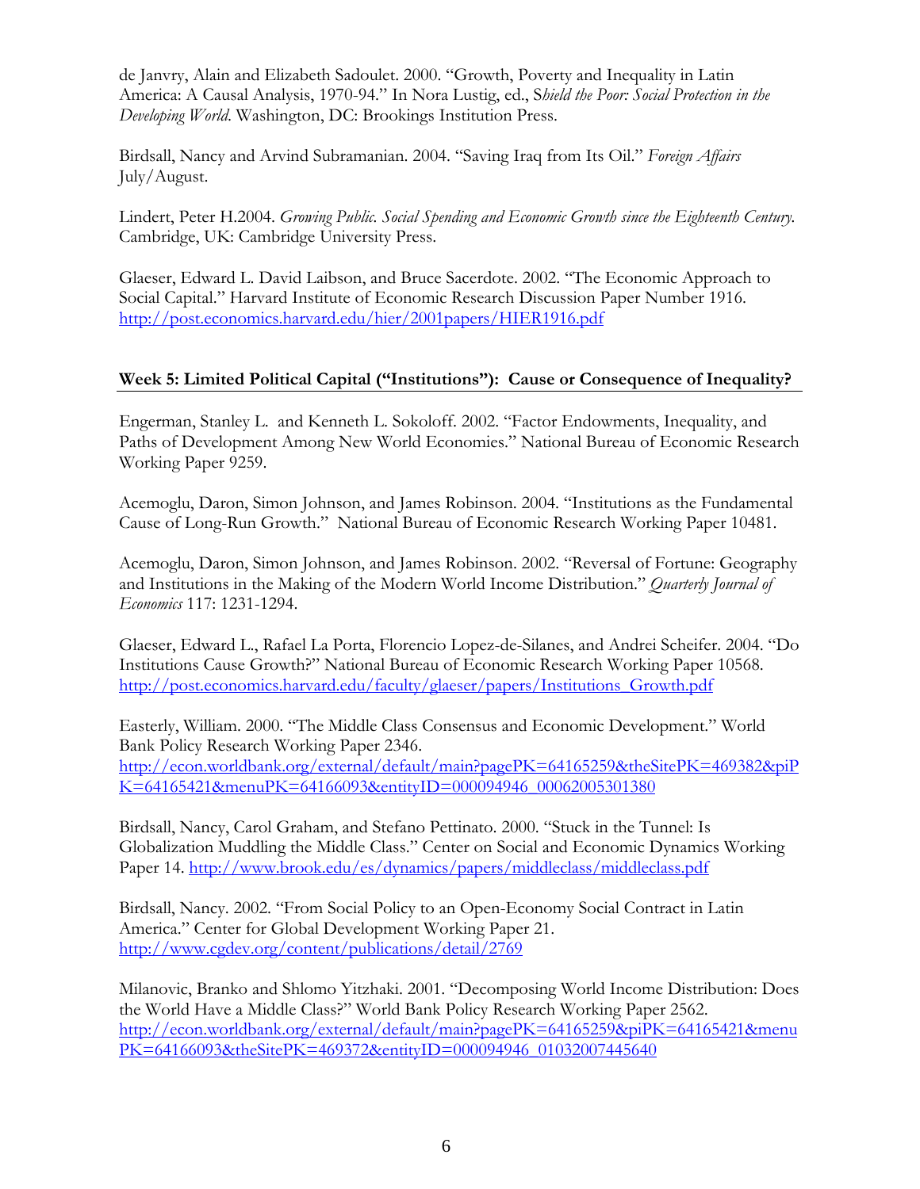de Janvry, Alain and Elizabeth Sadoulet. 2000. "Growth, Poverty and Inequality in Latin America: A Causal Analysis, 1970-94." In Nora Lustig, ed., S*hield the Poor: Social Protection in the Developing World*. Washington, DC: Brookings Institution Press.

Birdsall, Nancy and Arvind Subramanian. 2004. "Saving Iraq from Its Oil." *Foreign Affairs* July/August.

Lindert, Peter H.2004. *Growing Public. Social Spending and Economic Growth since the Eighteenth Century.* Cambridge, UK: Cambridge University Press.

Glaeser, Edward L. David Laibson, and Bruce Sacerdote. 2002. "The Economic Approach to Social Capital." Harvard Institute of Economic Research Discussion Paper Number 1916. http://post.economics.harvard.edu/hier/2001papers/HIER1916.pdf

## Week 5: Limited Political Capital ("Institutions"): Cause or Consequence of Inequality?

Engerman, Stanley L. and Kenneth L. Sokoloff. 2002. "Factor Endowments, Inequality, and Paths of Development Among New World Economies." National Bureau of Economic Research Working Paper 9259.

Acemoglu, Daron, Simon Johnson, and James Robinson. 2004. "Institutions as the Fundamental Cause of Long-Run Growth." National Bureau of Economic Research Working Paper 10481.

Acemoglu, Daron, Simon Johnson, and James Robinson. 2002. "Reversal of Fortune: Geography and Institutions in the Making of the Modern World Income Distribution." *Quarterly Journal of Economics* 117: 1231-1294.

Glaeser, Edward L., Rafael La Porta, Florencio Lopez-de-Silanes, and Andrei Scheifer. 2004. "Do Institutions Cause Growth?" National Bureau of Economic Research Working Paper 10568. http://post.economics.harvard.edu/faculty/glaeser/papers/Institutions_Growth.pdf

Easterly, William. 2000. "The Middle Class Consensus and Economic Development." World Bank Policy Research Working Paper 2346. http://econ.worldbank.org/external/default/main?pagePK=64165259&theSitePK=469382&piPK=64165421&menuPK=64166093&entityID=000094946_00062005301380

Birdsall, Nancy, Carol Graham, and Stefano Pettinato. 2000. "Stuck in the Tunnel: Is Globalization Muddling the Middle Class." Center on Social and Economic Dynamics Working Paper 14. http://www.brook.edu/es/dynamics/papers/middleclass/middleclass.pdf

Birdsall, Nancy. 2002. "From Social Policy to an Open-Economy Social Contract in Latin America." Center for Global Development Working Paper 21. http://www.cgdev.org/content/publications/detail/2769

Milanovic, Branko and Shlomo Yitzhaki. 2001. "Decomposing World Income Distribution: Does the World Have a Middle Class?" World Bank Policy Research Working Paper 2562. http://econ.worldbank.org/external/default/main?pagePK=64165259&piPK=64165421&menuPK=64166093&theSitePK=469372&entityID=000094946_01032007445640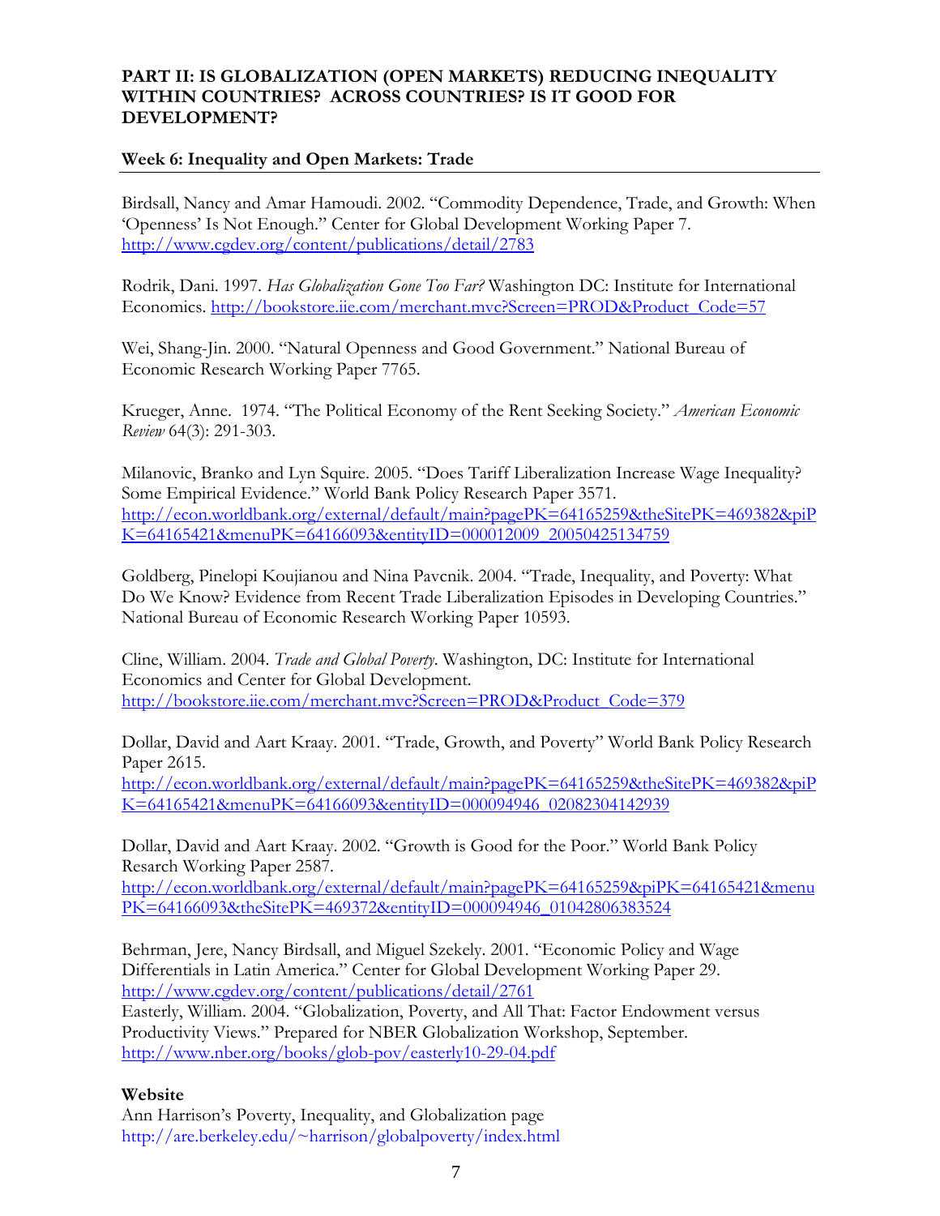**PART II: IS GLOBALIZATION (OPEN MARKETS) REDUCING INEQUALITY WITHIN COUNTRIES? ACROSS COUNTRIES? IS IT GOOD FOR DEVELOPMENT?**

**Week 6: Inequality and Open Markets: Trade**

Birdsall, Nancy and Amar Hamoudi. 2002. "Commodity Dependence, Trade, and Growth: When 'Openness' Is Not Enough." Center for Global Development Working Paper 7. http://www.cgdev.org/content/publications/detail/2783

Rodrik, Dani. 1997. *Has Globalization Gone Too Far?* Washington DC: Institute for International Economics. http://bookstore.iie.com/merchant.mvc?Screen=PROD&Product_Code=57

Wei, Shang-Jin. 2000. "Natural Openness and Good Government." National Bureau of Economic Research Working Paper 7765.

Krueger, Anne. 1974. "The Political Economy of the Rent Seeking Society." *American Economic Review* 64(3): 291-303.

Milanovic, Branko and Lyn Squire. 2005. "Does Tariff Liberalization Increase Wage Inequality? Some Empirical Evidence." World Bank Policy Research Paper 3571. http://econ.worldbank.org/external/default/main?pagePK=64165259&theSitePK=469382&piPK=64165421&menuPK=64166093&entityID=000012009_20050425134759

Goldberg, Pinelopi Koujianou and Nina Pavcnik. 2004. "Trade, Inequality, and Poverty: What Do We Know? Evidence from Recent Trade Liberalization Episodes in Developing Countries." National Bureau of Economic Research Working Paper 10593.

Cline, William. 2004. *Trade and Global Poverty*. Washington, DC: Institute for International Economics and Center for Global Development. http://bookstore.iie.com/merchant.mvc?Screen=PROD&Product_Code=379

Dollar, David and Aart Kraay. 2001. "Trade, Growth, and Poverty" World Bank Policy Research Paper 2615. http://econ.worldbank.org/external/default/main?pagePK=64165259&theSitePK=469382&piPK=64165421&menuPK=64166093&entityID=000094946_02082304142939

Dollar, David and Aart Kraay. 2002. "Growth is Good for the Poor." World Bank Policy Resarch Working Paper 2587. http://econ.worldbank.org/external/default/main?pagePK=64165259&piPK=64165421&menuPK=64166093&theSitePK=469372&entityID=000094946_01042806383524

Behrman, Jere, Nancy Birdsall, and Miguel Szekely. 2001. "Economic Policy and Wage Differentials in Latin America." Center for Global Development Working Paper 29. http://www.cgdev.org/content/publications/detail/2761

Easterly, William. 2004. "Globalization, Poverty, and All That: Factor Endowment versus Productivity Views." Prepared for NBER Globalization Workshop, September. http://www.nber.org/books/glob-pov/easterly10-29-04.pdf

**Website**

Ann Harrison's Poverty, Inequality, and Globalization page
http://are.berkeley.edu/~harrison/globalpoverty/index.html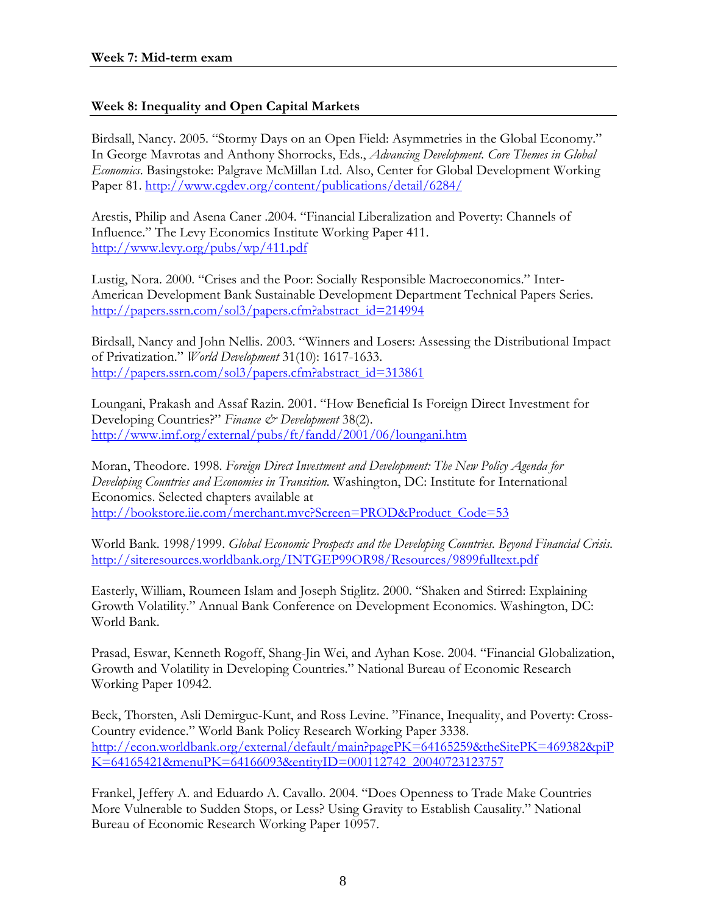**Week 7: Mid-term exam**

**Week 8: Inequality and Open Capital Markets**

Birdsall, Nancy. 2005. "Stormy Days on an Open Field: Asymmetries in the Global Economy." In George Mavrotas and Anthony Shorrocks, Eds., *Advancing Development. Core Themes in Global Economics*. Basingstoke: Palgrave McMillan Ltd. Also, Center for Global Development Working Paper 81. http://www.cgdev.org/content/publications/detail/6284/

Arestis, Philip and Asena Caner .2004. "Financial Liberalization and Poverty: Channels of Influence." The Levy Economics Institute Working Paper 411. http://www.levy.org/pubs/wp/411.pdf

Lustig, Nora. 2000. "Crises and the Poor: Socially Responsible Macroeconomics." Inter-American Development Bank Sustainable Development Department Technical Papers Series. http://papers.ssrn.com/sol3/papers.cfm?abstract_id=214994

Birdsall, Nancy and John Nellis. 2003. "Winners and Losers: Assessing the Distributional Impact of Privatization." *World Development* 31(10): 1617-1633. http://papers.ssrn.com/sol3/papers.cfm?abstract_id=313861

Loungani, Prakash and Assaf Razin. 2001. "How Beneficial Is Foreign Direct Investment for Developing Countries?" *Finance & Development* 38(2). http://www.imf.org/external/pubs/ft/fandd/2001/06/loungani.htm

Moran, Theodore. 1998. *Foreign Direct Investment and Development: The New Policy Agenda for Developing Countries and Economies in Transition.* Washington, DC: Institute for International Economics. Selected chapters available at http://bookstore.iie.com/merchant.mvc?Screen=PROD&Product_Code=53

World Bank. 1998/1999. *Global Economic Prospects and the Developing Countries. Beyond Financial Crisis*. http://siteresources.worldbank.org/INTGEP99OR98/Resources/9899fulltext.pdf

Easterly, William, Roumeen Islam and Joseph Stiglitz. 2000. "Shaken and Stirred: Explaining Growth Volatility." Annual Bank Conference on Development Economics. Washington, DC: World Bank.

Prasad, Eswar, Kenneth Rogoff, Shang-Jin Wei, and Ayhan Kose. 2004. "Financial Globalization, Growth and Volatility in Developing Countries." National Bureau of Economic Research Working Paper 10942.

Beck, Thorsten, Asli Demirguc-Kunt, and Ross Levine. "Finance, Inequality, and Poverty: Cross-Country evidence." World Bank Policy Research Working Paper 3338. http://econ.worldbank.org/external/default/main?pagePK=64165259&theSitePK=469382&piPK=64165421&menuPK=64166093&entityID=000112742_20040723123757

Frankel, Jeffery A. and Eduardo A. Cavallo. 2004. "Does Openness to Trade Make Countries More Vulnerable to Sudden Stops, or Less? Using Gravity to Establish Causality." National Bureau of Economic Research Working Paper 10957.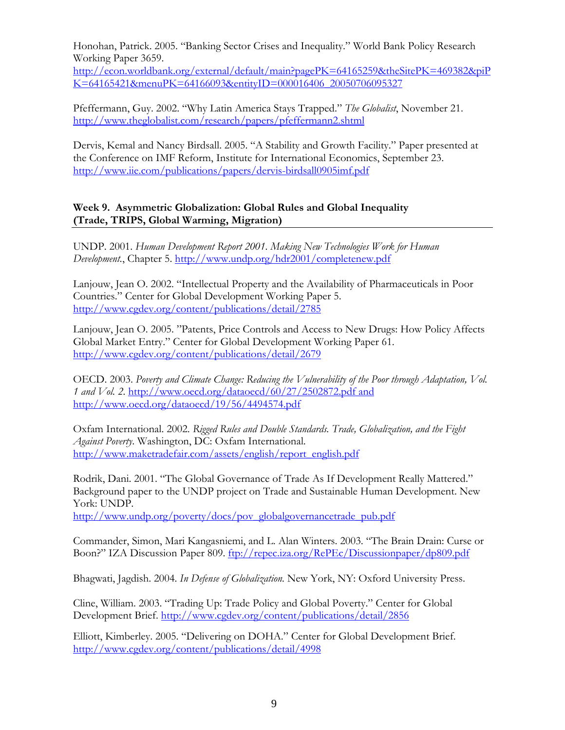Honohan, Patrick. 2005. "Banking Sector Crises and Inequality." World Bank Policy Research Working Paper 3659. http://econ.worldbank.org/external/default/main?pagePK=64165259&theSitePK=469382&piPK=64165421&menuPK=64166093&entityID=000016406_20050706095327

Pfeffermann, Guy. 2002. "Why Latin America Stays Trapped." *The Globalist*, November 21. http://www.theglobalist.com/research/papers/pfeffermann2.shtml

Dervis, Kemal and Nancy Birdsall. 2005. "A Stability and Growth Facility." Paper presented at the Conference on IMF Reform, Institute for International Economics, September 23. http://www.iie.com/publications/papers/dervis-birdsall0905imf.pdf

## Week 9. Asymmetric Globalization: Global Rules and Global Inequality (Trade, TRIPS, Global Warming, Migration)

UNDP. 2001. *Human Development Report 2001. Making New Technologies Work for Human Development.*, Chapter 5. http://www.undp.org/hdr2001/completenew.pdf

Lanjouw, Jean O. 2002. "Intellectual Property and the Availability of Pharmaceuticals in Poor Countries." Center for Global Development Working Paper 5. http://www.cgdev.org/content/publications/detail/2785

Lanjouw, Jean O. 2005. "Patents, Price Controls and Access to New Drugs: How Policy Affects Global Market Entry." Center for Global Development Working Paper 61. http://www.cgdev.org/content/publications/detail/2679

OECD. 2003. *Poverty and Climate Change: Reducing the Vulnerability of the Poor through Adaptation, Vol. 1 and Vol. 2.* http://www.oecd.org/dataoecd/60/27/2502872.pdf and http://www.oecd.org/dataoecd/19/56/4494574.pdf

Oxfam International. 2002. *Rigged Rules and Double Standards. Trade, Globalization, and the Fight Against Poverty.* Washington, DC: Oxfam International. http://www.maketradefair.com/assets/english/report_english.pdf

Rodrik, Dani. 2001. "The Global Governance of Trade As If Development Really Mattered." Background paper to the UNDP project on Trade and Sustainable Human Development. New York: UNDP. http://www.undp.org/poverty/docs/pov_globalgovernancetrade_pub.pdf

Commander, Simon, Mari Kangasniemi, and L. Alan Winters. 2003. "The Brain Drain: Curse or Boon?" IZA Discussion Paper 809. ftp://repec.iza.org/RePEc/Discussionpaper/dp809.pdf

Bhagwati, Jagdish. 2004. *In Defense of Globalization.* New York, NY: Oxford University Press.

Cline, William. 2003. "Trading Up: Trade Policy and Global Poverty." Center for Global Development Brief. http://www.cgdev.org/content/publications/detail/2856

Elliott, Kimberley. 2005. "Delivering on DOHA." Center for Global Development Brief. http://www.cgdev.org/content/publications/detail/4998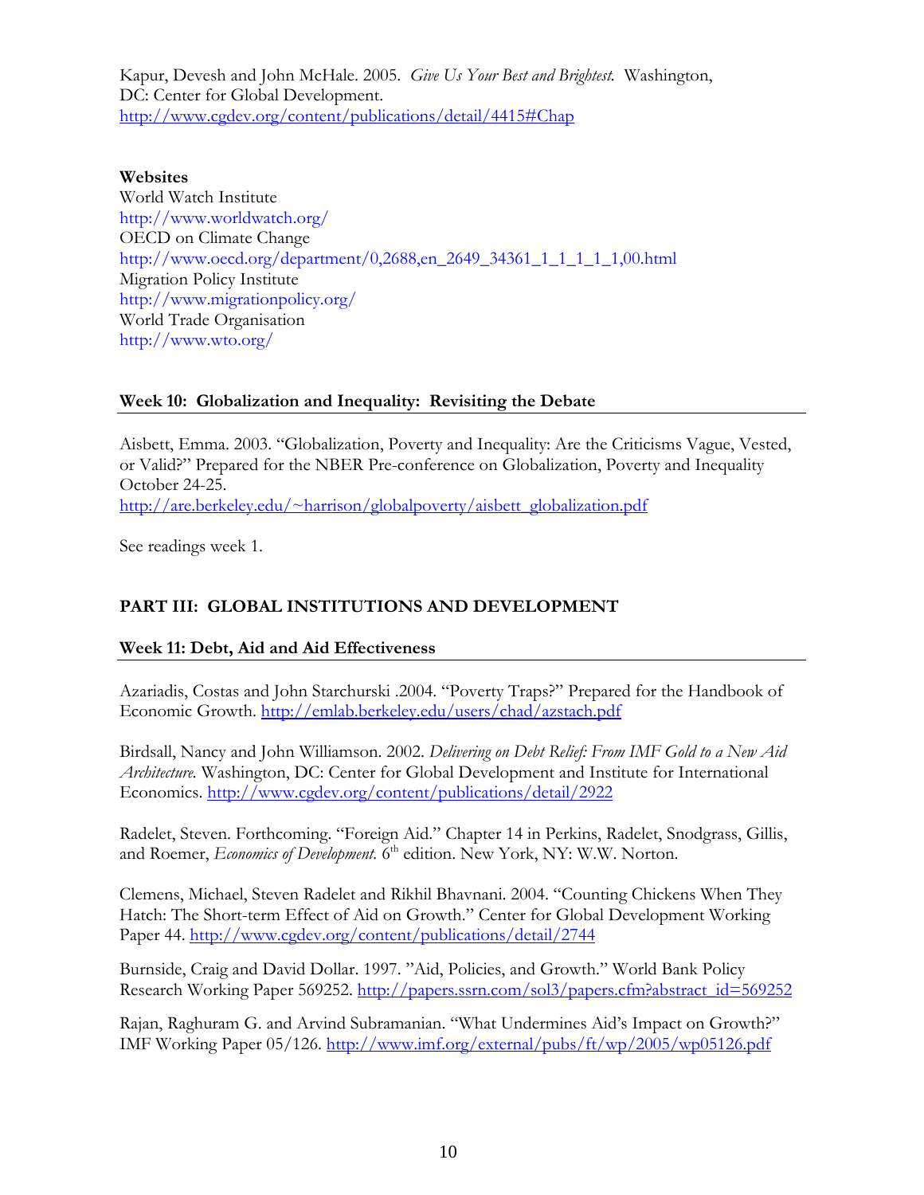Kapur, Devesh and John McHale. 2005. *Give Us Your Best and Brightest.* Washington, DC: Center for Global Development. http://www.cgdev.org/content/publications/detail/4415#Chap

**Websites**
World Watch Institute
http://www.worldwatch.org/
OECD on Climate Change
http://www.oecd.org/department/0,2688,en_2649_34361_1_1_1_1_1,00.html
Migration Policy Institute
http://www.migrationpolicy.org/
World Trade Organisation
http://www.wto.org/

### Week 10: Globalization and Inequality: Revisiting the Debate

Aisbett, Emma. 2003. "Globalization, Poverty and Inequality: Are the Criticisms Vague, Vested, or Valid?" Prepared for the NBER Pre-conference on Globalization, Poverty and Inequality October 24-25.
http://are.berkeley.edu/~harrison/globalpoverty/aisbett_globalization.pdf

See readings week 1.

## PART III: GLOBAL INSTITUTIONS AND DEVELOPMENT

### Week 11: Debt, Aid and Aid Effectiveness

Azariadis, Costas and John Starchurski .2004. "Poverty Traps?" Prepared for the Handbook of Economic Growth. http://emlab.berkeley.edu/users/chad/azstach.pdf

Birdsall, Nancy and John Williamson. 2002. *Delivering on Debt Relief: From IMF Gold to a New Aid Architecture.* Washington, DC: Center for Global Development and Institute for International Economics. http://www.cgdev.org/content/publications/detail/2922

Radelet, Steven. Forthcoming. "Foreign Aid." Chapter 14 in Perkins, Radelet, Snodgrass, Gillis, and Roemer, *Economics of Development.* 6th edition. New York, NY: W.W. Norton.

Clemens, Michael, Steven Radelet and Rikhil Bhavnani. 2004. "Counting Chickens When They Hatch: The Short-term Effect of Aid on Growth." Center for Global Development Working Paper 44. http://www.cgdev.org/content/publications/detail/2744

Burnside, Craig and David Dollar. 1997. "Aid, Policies, and Growth." World Bank Policy Research Working Paper 569252. http://papers.ssrn.com/sol3/papers.cfm?abstract_id=569252

Rajan, Raghuram G. and Arvind Subramanian. "What Undermines Aid's Impact on Growth?" IMF Working Paper 05/126. http://www.imf.org/external/pubs/ft/wp/2005/wp05126.pdf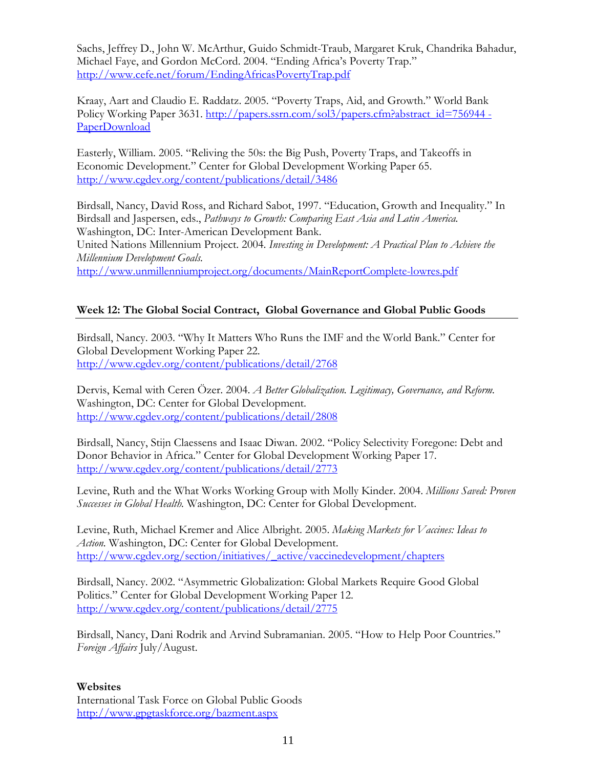Sachs, Jeffrey D., John W. McArthur, Guido Schmidt-Traub, Margaret Kruk, Chandrika Bahadur, Michael Faye, and Gordon McCord. 2004. "Ending Africa's Poverty Trap." http://www.cefe.net/forum/EndingAfricasPovertyTrap.pdf

Kraay, Aart and Claudio E. Raddatz. 2005. "Poverty Traps, Aid, and Growth." World Bank Policy Working Paper 3631. http://papers.ssrn.com/sol3/papers.cfm?abstract_id=756944 - PaperDownload

Easterly, William. 2005. "Reliving the 50s: the Big Push, Poverty Traps, and Takeoffs in Economic Development." Center for Global Development Working Paper 65. http://www.cgdev.org/content/publications/detail/3486

Birdsall, Nancy, David Ross, and Richard Sabot, 1997. "Education, Growth and Inequality." In Birdsall and Jaspersen, eds., *Pathways to Growth: Comparing East Asia and Latin America.* Washington, DC: Inter-American Development Bank.
United Nations Millennium Project. 2004. *Investing in Development: A Practical Plan to Achieve the Millennium Development Goals.* http://www.unmillenniumproject.org/documents/MainReportComplete-lowres.pdf

## Week 12: The Global Social Contract, Global Governance and Global Public Goods

Birdsall, Nancy. 2003. "Why It Matters Who Runs the IMF and the World Bank." Center for Global Development Working Paper 22. http://www.cgdev.org/content/publications/detail/2768

Dervis, Kemal with Ceren Özer. 2004. *A Better Globalization. Legitimacy, Governance, and Reform.* Washington, DC: Center for Global Development. http://www.cgdev.org/content/publications/detail/2808

Birdsall, Nancy, Stijn Claessens and Isaac Diwan. 2002. "Policy Selectivity Foregone: Debt and Donor Behavior in Africa." Center for Global Development Working Paper 17. http://www.cgdev.org/content/publications/detail/2773

Levine, Ruth and the What Works Working Group with Molly Kinder. 2004. *Millions Saved: Proven Successes in Global Health.* Washington, DC: Center for Global Development.

Levine, Ruth, Michael Kremer and Alice Albright. 2005. *Making Markets for Vaccines: Ideas to Action.* Washington, DC: Center for Global Development. http://www.cgdev.org/section/initiatives/_active/vaccinedevelopment/chapters

Birdsall, Nancy. 2002. "Asymmetric Globalization: Global Markets Require Good Global Politics." Center for Global Development Working Paper 12. http://www.cgdev.org/content/publications/detail/2775

Birdsall, Nancy, Dani Rodrik and Arvind Subramanian. 2005. "How to Help Poor Countries." *Foreign Affairs* July/August.

**Websites**
International Task Force on Global Public Goods
http://www.gpgtaskforce.org/bazment.aspx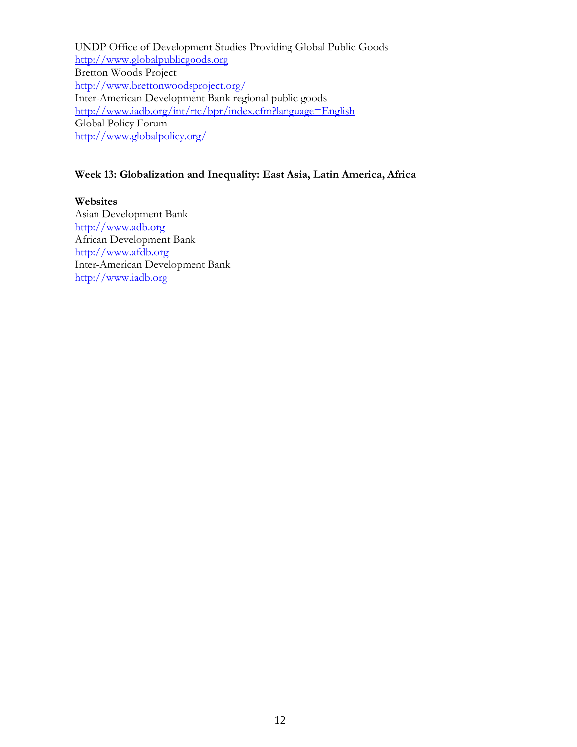UNDP Office of Development Studies Providing Global Public Goods
http://www.globalpublicgoods.org
Bretton Woods Project
http://www.brettonwoodsproject.org/
Inter-American Development Bank regional public goods
http://www.iadb.org/int/rtc/bpr/index.cfm?language=English
Global Policy Forum
http://www.globalpolicy.org/

### Week 13: Globalization and Inequality: East Asia, Latin America, Africa

**Websites**
Asian Development Bank
http://www.adb.org
African Development Bank
http://www.afdb.org
Inter-American Development Bank
http://www.iadb.org